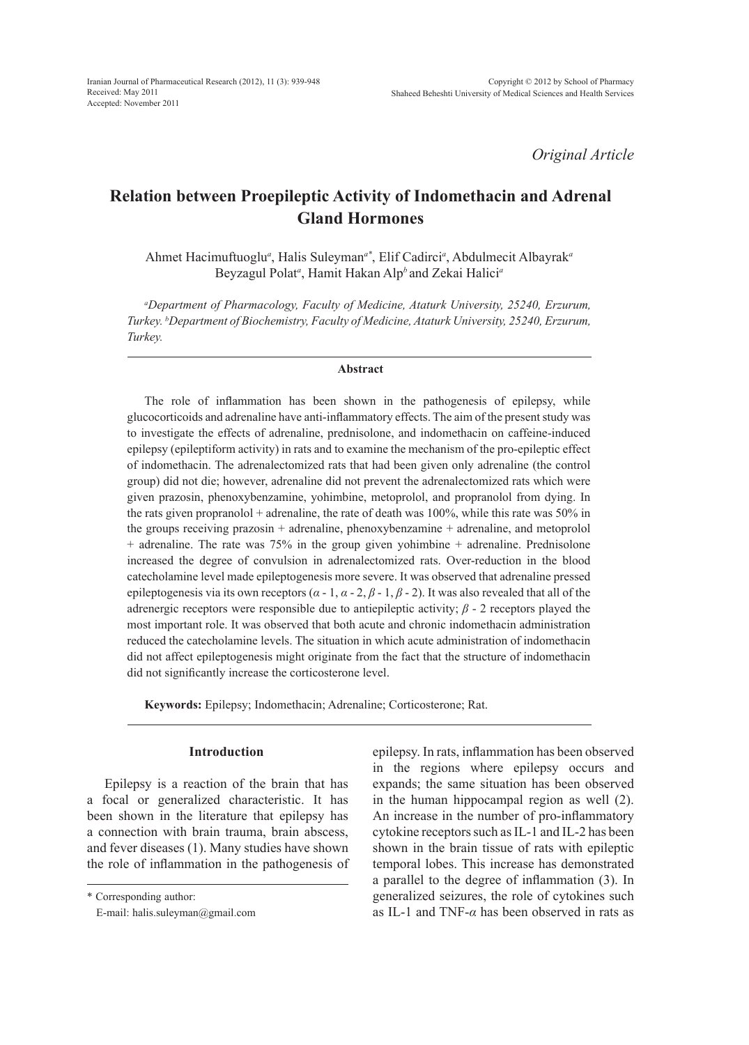*Original Article*

# Relation between Proepileptic Activity of Indomethacin and Adrenal Gland Hormones

Ahmet Hacimuftuoglu[a], Halis Suleyman[a*], Elif Cadirci[a], Abdulmecit Albayrak[a] Beyzagul Polat[a], Hamit Hakan Alp[b] and Zekai Halici[a]

*[a]Department of Pharmacology, Faculty of Medicine, Ataturk University, 25240, Erzurum, Turkey. [b]Department of Biochemistry, Faculty of Medicine, Ataturk University, 25240, Erzurum, Turkey.*

## Abstract

The role of inflammation has been shown in the pathogenesis of epilepsy, while glucocorticoids and adrenaline have anti-inflammatory effects. The aim of the present study was to investigate the effects of adrenaline, prednisolone, and indomethacin on caffeine-induced epilepsy (epileptiform activity) in rats and to examine the mechanism of the pro-epileptic effect of indomethacin. The adrenalectomized rats that had been given only adrenaline (the control group) did not die; however, adrenaline did not prevent the adrenalectomized rats which were given prazosin, phenoxybenzamine, yohimbine, metoprolol, and propranolol from dying. In the rats given propranolol + adrenaline, the rate of death was 100%, while this rate was 50% in the groups receiving prazosin + adrenaline, phenoxybenzamine + adrenaline, and metoprolol + adrenaline. The rate was 75% in the group given yohimbine + adrenaline. Prednisolone increased the degree of convulsion in adrenalectomized rats. Over-reduction in the blood catecholamine level made epileptogenesis more severe. It was observed that adrenaline pressed epileptogenesis via its own receptors ($\alpha$ - 1, $\alpha$ - 2, $\beta$ - 1, $\beta$ - 2). It was also revealed that all of the adrenergic receptors were responsible due to antiepileptic activity; $\beta$ - 2 receptors played the most important role. It was observed that both acute and chronic indomethacin administration reduced the catecholamine levels. The situation in which acute administration of indomethacin did not affect epileptogenesis might originate from the fact that the structure of indomethacin did not significantly increase the corticosterone level.

**Keywords:** Epilepsy; Indomethacin; Adrenaline; Corticosterone; Rat.

## Introduction

Epilepsy is a reaction of the brain that has a focal or generalized characteristic. It has been shown in the literature that epilepsy has a connection with brain trauma, brain abscess, and fever diseases (1). Many studies have shown the role of inflammation in the pathogenesis of epilepsy. In rats, inflammation has been observed in the regions where epilepsy occurs and expands; the same situation has been observed in the human hippocampal region as well (2). An increase in the number of pro-inflammatory cytokine receptors such as IL-1 and IL-2 has been shown in the brain tissue of rats with epileptic temporal lobes. This increase has demonstrated a parallel to the degree of inflammation (3). In generalized seizures, the role of cytokines such as IL-1 and TNF-$\alpha$ has been observed in rats as

\* Corresponding author:

E-mail: halis.suleyman@gmail.com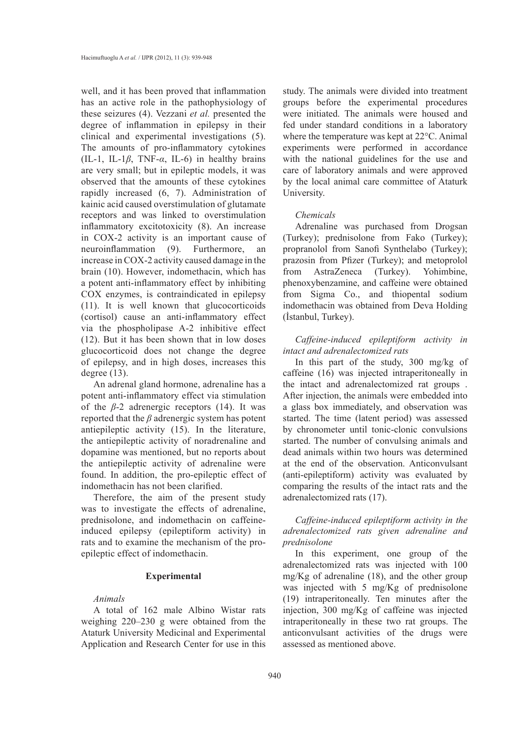well, and it has been proved that inflammation has an active role in the pathophysiology of these seizures (4). Vezzani *et al.* presented the degree of inflammation in epilepsy in their clinical and experimental investigations (5). The amounts of pro-inflammatory cytokines (IL-1, IL-1$\beta$, TNF-$\alpha$, IL-6) in healthy brains are very small; but in epileptic models, it was observed that the amounts of these cytokines rapidly increased (6, 7). Administration of kainic acid caused overstimulation of glutamate receptors and was linked to overstimulation inflammatory excitotoxicity (8). An increase in COX-2 activity is an important cause of neuroinflammation (9). Furthermore, an increase in COX-2 activity caused damage in the brain (10). However, indomethacin, which has a potent anti-inflammatory effect by inhibiting COX enzymes, is contraindicated in epilepsy (11). It is well known that glucocorticoids (cortisol) cause an anti-inflammatory effect via the phospholipase A-2 inhibitive effect (12). But it has been shown that in low doses glucocorticoid does not change the degree of epilepsy, and in high doses, increases this degree (13).

An adrenal gland hormone, adrenaline has a potent anti-inflammatory effect via stimulation of the $\beta$-2 adrenergic receptors (14). It was reported that the $\beta$ adrenergic system has potent antiepileptic activity (15). In the literature, the antiepileptic activity of noradrenaline and dopamine was mentioned, but no reports about the antiepileptic activity of adrenaline were found. In addition, the pro-epileptic effect of indomethacin has not been clarified.

Therefore, the aim of the present study was to investigate the effects of adrenaline, prednisolone, and indomethacin on caffeine-induced epilepsy (epileptiform activity) in rats and to examine the mechanism of the pro-epileptic effect of indomethacin.

## Experimental

### *Animals*

A total of 162 male Albino Wistar rats weighing 220–230 g were obtained from the Ataturk University Medicinal and Experimental Application and Research Center for use in this study. The animals were divided into treatment groups before the experimental procedures were initiated. The animals were housed and fed under standard conditions in a laboratory where the temperature was kept at 22°C. Animal experiments were performed in accordance with the national guidelines for the use and care of laboratory animals and were approved by the local animal care committee of Ataturk University.

### *Chemicals*

Adrenaline was purchased from Drogsan (Turkey); prednisolone from Fako (Turkey); propranolol from Sanofi Synthelabo (Turkey); prazosin from Pfizer (Turkey); and metoprolol from AstraZeneca (Turkey). Yohimbine, phenoxybenzamine, and caffeine were obtained from Sigma Co., and thiopental sodium indomethacin was obtained from Deva Holding (İstanbul, Turkey).

### *Caffeine-induced epileptiform activity in intact and adrenalectomized rats*

In this part of the study, 300 mg/kg of caffeine (16) was injected intraperitoneally in the intact and adrenalectomized rat groups . After injection, the animals were embedded into a glass box immediately, and observation was started. The time (latent period) was assessed by chronometer until tonic-clonic convulsions started. The number of convulsing animals and dead animals within two hours was determined at the end of the observation. Anticonvulsant (anti-epileptiform) activity was evaluated by comparing the results of the intact rats and the adrenalectomized rats (17).

### *Caffeine-induced epileptiform activity in the adrenalectomized rats given adrenaline and prednisolone*

In this experiment, one group of the adrenalectomized rats was injected with 100 mg/Kg of adrenaline (18), and the other group was injected with 5 mg/Kg of prednisolone (19) intraperitoneally. Ten minutes after the injection, 300 mg/Kg of caffeine was injected intraperitoneally in these two rat groups. The anticonvulsant activities of the drugs were assessed as mentioned above.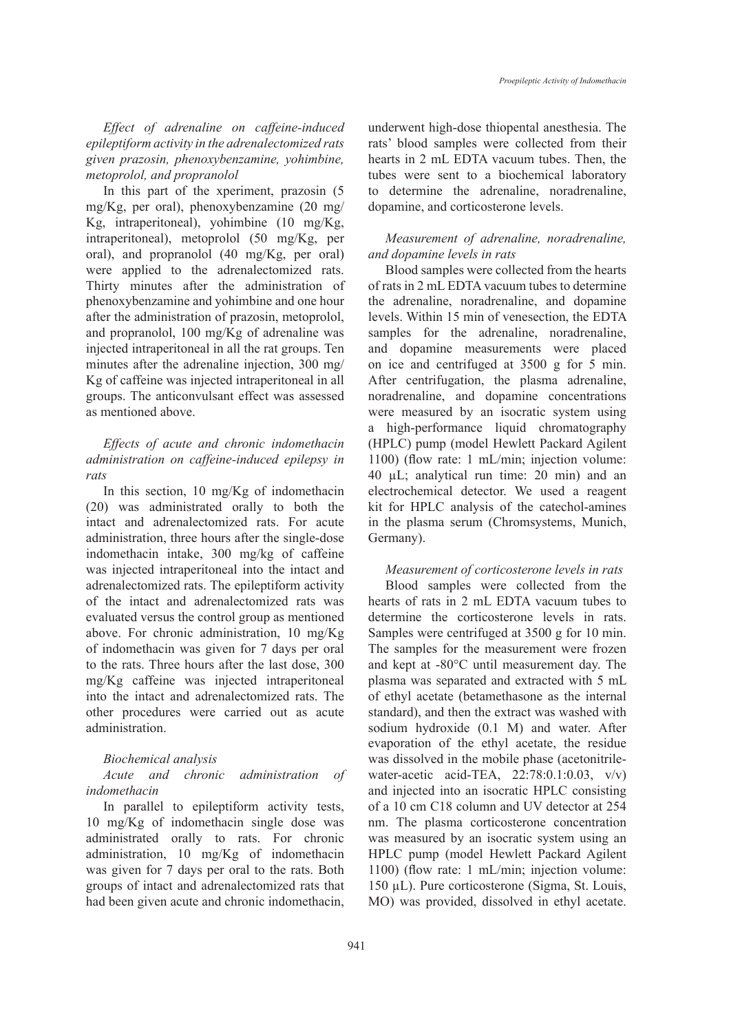*Effect of adrenaline on caffeine-induced epileptiform activity in the adrenalectomized rats given prazosin, phenoxybenzamine, yohimbine, metoprolol, and propranolol*

In this part of the xperiment, prazosin (5 mg/Kg, per oral), phenoxybenzamine (20 mg/Kg, intraperitoneal), yohimbine (10 mg/Kg, intraperitoneal), metoprolol (50 mg/Kg, per oral), and propranolol (40 mg/Kg, per oral) were applied to the adrenalectomized rats. Thirty minutes after the administration of phenoxybenzamine and yohimbine and one hour after the administration of prazosin, metoprolol, and propranolol, 100 mg/Kg of adrenaline was injected intraperitoneal in all the rat groups. Ten minutes after the adrenaline injection, 300 mg/Kg of caffeine was injected intraperitoneal in all groups. The anticonvulsant effect was assessed as mentioned above.

*Effects of acute and chronic indomethacin administration on caffeine-induced epilepsy in rats*

In this section, 10 mg/Kg of indomethacin (20) was administrated orally to both the intact and adrenalectomized rats. For acute administration, three hours after the single-dose indomethacin intake, 300 mg/kg of caffeine was injected intraperitoneal into the intact and adrenalectomized rats. The epileptiform activity of the intact and adrenalectomized rats was evaluated versus the control group as mentioned above. For chronic administration, 10 mg/Kg of indomethacin was given for 7 days per oral to the rats. Three hours after the last dose, 300 mg/Kg caffeine was injected intraperitoneal into the intact and adrenalectomized rats. The other procedures were carried out as acute administration.

*Biochemical analysis*

*Acute and chronic administration of indomethacin*

In parallel to epileptiform activity tests, 10 mg/Kg of indomethacin single dose was administrated orally to rats. For chronic administration, 10 mg/Kg of indomethacin was given for 7 days per oral to the rats. Both groups of intact and adrenalectomized rats that had been given acute and chronic indomethacin, underwent high-dose thiopental anesthesia. The rats' blood samples were collected from their hearts in 2 mL EDTA vacuum tubes. Then, the tubes were sent to a biochemical laboratory to determine the adrenaline, noradrenaline, dopamine, and corticosterone levels.

*Measurement of adrenaline, noradrenaline, and dopamine levels in rats*

Blood samples were collected from the hearts of rats in 2 mL EDTA vacuum tubes to determine the adrenaline, noradrenaline, and dopamine levels. Within 15 min of venesection, the EDTA samples for the adrenaline, noradrenaline, and dopamine measurements were placed on ice and centrifuged at 3500 g for 5 min. After centrifugation, the plasma adrenaline, noradrenaline, and dopamine concentrations were measured by an isocratic system using a high-performance liquid chromatography (HPLC) pump (model Hewlett Packard Agilent 1100) (flow rate: 1 mL/min; injection volume: 40 µL; analytical run time: 20 min) and an electrochemical detector. We used a reagent kit for HPLC analysis of the catechol-amines in the plasma serum (Chromsystems, Munich, Germany).

*Measurement of corticosterone levels in rats*

Blood samples were collected from the hearts of rats in 2 mL EDTA vacuum tubes to determine the corticosterone levels in rats. Samples were centrifuged at 3500 g for 10 min. The samples for the measurement were frozen and kept at -80°C until measurement day. The plasma was separated and extracted with 5 mL of ethyl acetate (betamethasone as the internal standard), and then the extract was washed with sodium hydroxide (0.1 M) and water. After evaporation of the ethyl acetate, the residue was dissolved in the mobile phase (acetonitrile-water-acetic acid-TEA, 22:78:0.1:0.03, v/v) and injected into an isocratic HPLC consisting of a 10 cm C18 column and UV detector at 254 nm. The plasma corticosterone concentration was measured by an isocratic system using an HPLC pump (model Hewlett Packard Agilent 1100) (flow rate: 1 mL/min; injection volume: 150 µL). Pure corticosterone (Sigma, St. Louis, MO) was provided, dissolved in ethyl acetate.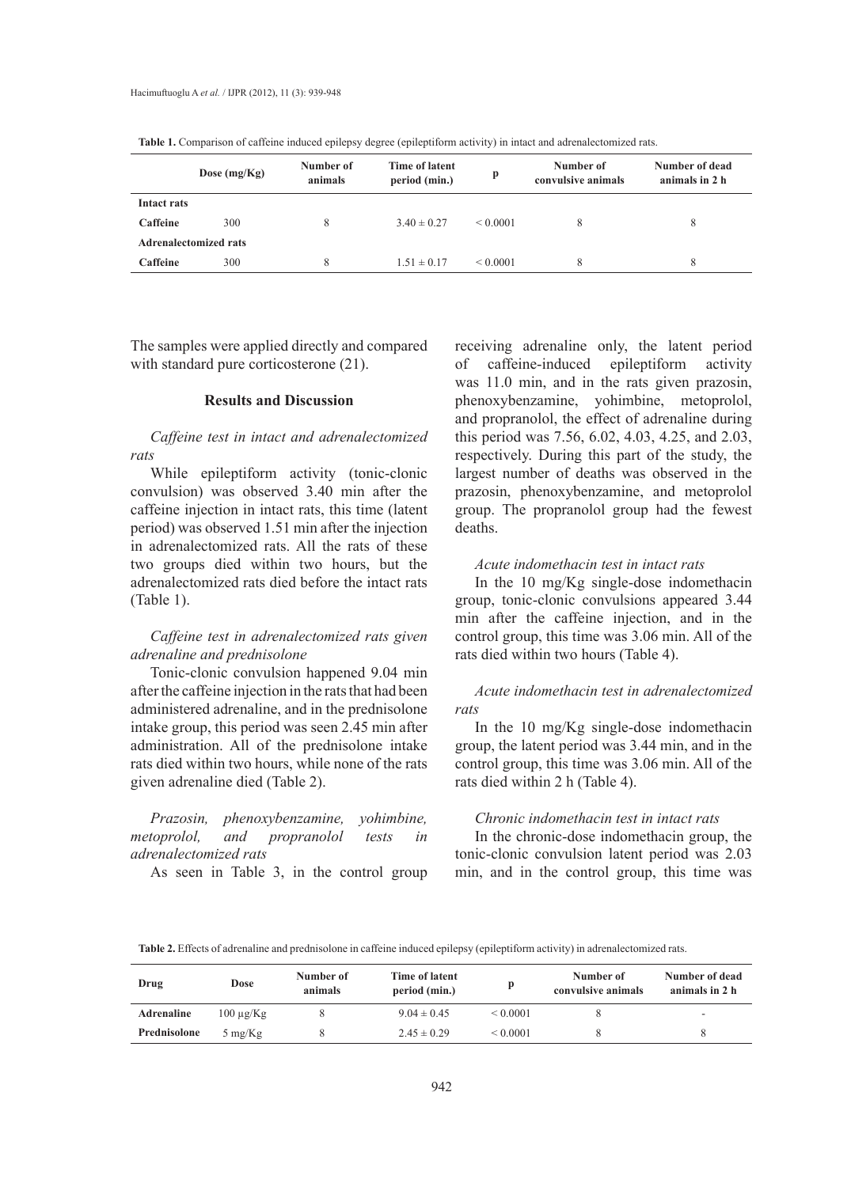**Table 1.** Comparison of caffeine induced epilepsy degree (epileptiform activity) in intact and adrenalectomized rats.

| | Dose (mg/Kg) | Number of animals | Time of latent period (min.) | p | Number of convulsive animals | Number of dead animals in 2 h |
|---|---|---|---|---|---|---|
| **Intact rats** | | | | | | |
| **Caffeine** | 300 | 8 | 3.40 ± 0.27 | < 0.0001 | 8 | 8 |
| **Adrenalectomized rats** | | | | | | |
| **Caffeine** | 300 | 8 | 1.51 ± 0.17 | < 0.0001 | 8 | 8 |

The samples were applied directly and compared with standard pure corticosterone (21).

## Results and Discussion

*Caffeine test in intact and adrenalectomized rats*

While epileptiform activity (tonic-clonic convulsion) was observed 3.40 min after the caffeine injection in intact rats, this time (latent period) was observed 1.51 min after the injection in adrenalectomized rats. All the rats of these two groups died within two hours, but the adrenalectomized rats died before the intact rats (Table 1).

*Caffeine test in adrenalectomized rats given adrenaline and prednisolone*

Tonic-clonic convulsion happened 9.04 min after the caffeine injection in the rats that had been administered adrenaline, and in the prednisolone intake group, this period was seen 2.45 min after administration. All of the prednisolone intake rats died within two hours, while none of the rats given adrenaline died (Table 2).

*Prazosin, phenoxybenzamine, yohimbine, metoprolol, and propranolol tests in adrenalectomized rats*

As seen in Table 3, in the control group receiving adrenaline only, the latent period of caffeine-induced epileptiform activity was 11.0 min, and in the rats given prazosin, phenoxybenzamine, yohimbine, metoprolol, and propranolol, the effect of adrenaline during this period was 7.56, 6.02, 4.03, 4.25, and 2.03, respectively. During this part of the study, the largest number of deaths was observed in the prazosin, phenoxybenzamine, and metoprolol group. The propranolol group had the fewest deaths.

*Acute indomethacin test in intact rats*

In the 10 mg/Kg single-dose indomethacin group, tonic-clonic convulsions appeared 3.44 min after the caffeine injection, and in the control group, this time was 3.06 min. All of the rats died within two hours (Table 4).

*Acute indomethacin test in adrenalectomized rats*

In the 10 mg/Kg single-dose indomethacin group, the latent period was 3.44 min, and in the control group, this time was 3.06 min. All of the rats died within 2 h (Table 4).

*Chronic indomethacin test in intact rats*

In the chronic-dose indomethacin group, the tonic-clonic convulsion latent period was 2.03 min, and in the control group, this time was

**Table 2.** Effects of adrenaline and prednisolone in caffeine induced epilepsy (epileptiform activity) in adrenalectomized rats.

| Drug | Dose | Number of animals | Time of latent period (min.) | p | Number of convulsive animals | Number of dead animals in 2 h |
|---|---|---|---|---|---|---|
| **Adrenaline** | 100 µg/Kg | 8 | 9.04 ± 0.45 | < 0.0001 | 8 | - |
| **Prednisolone** | 5 mg/Kg | 8 | 2.45 ± 0.29 | < 0.0001 | 8 | 8 |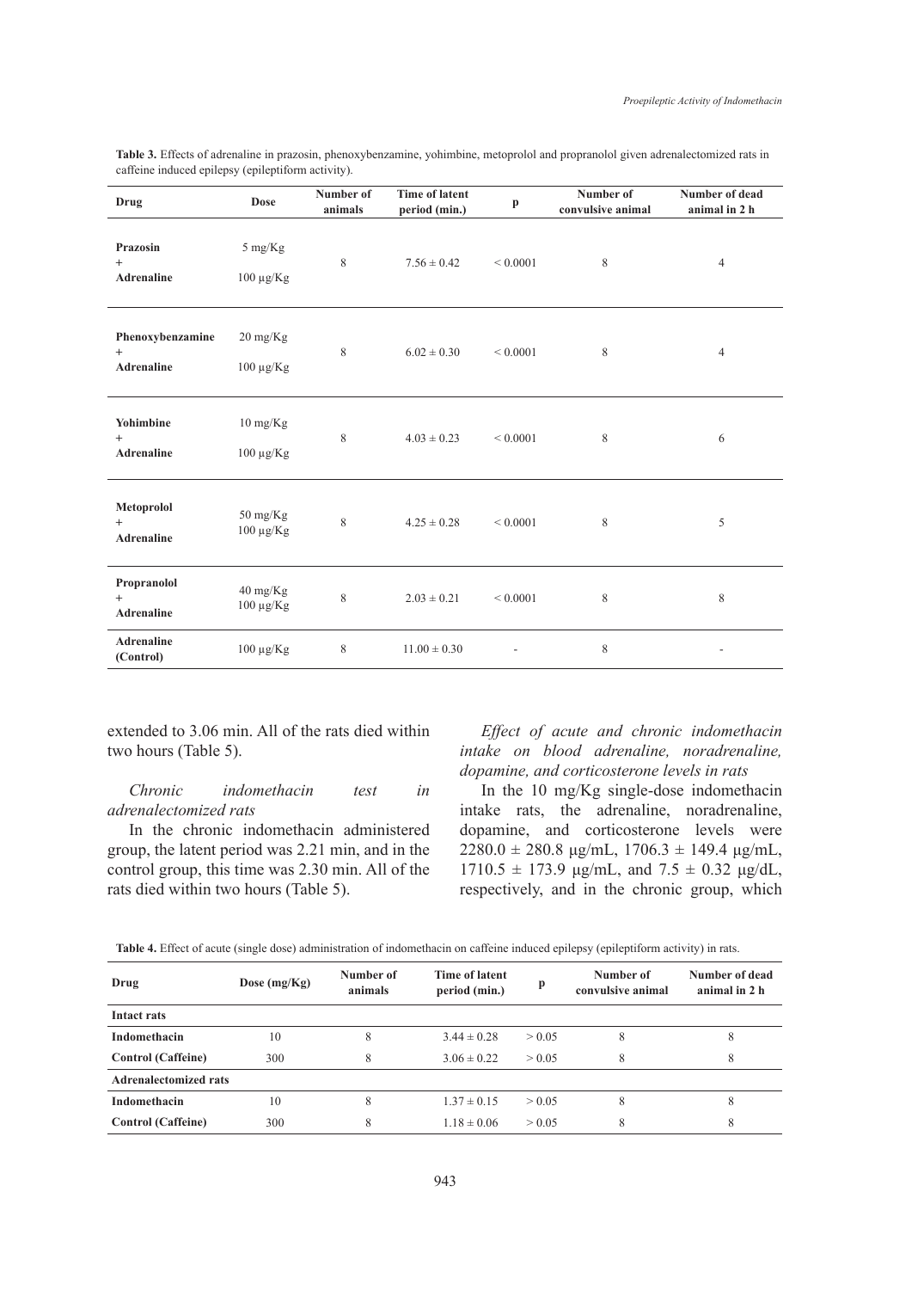**Table 3.** Effects of adrenaline in prazosin, phenoxybenzamine, yohimbine, metoprolol and propranolol given adrenalectomized rats in caffeine induced epilepsy (epileptiform activity).

| Drug | Dose | Number of animals | Time of latent period (min.) | p | Number of convulsive animal | Number of dead animal in 2 h |
|---|---|---|---|---|---|---|
| **Prazosin** + **Adrenaline** | 5 mg/Kg 100 µg/Kg | 8 | 7.56 ± 0.42 | < 0.0001 | 8 | 4 |
| **Phenoxybenzamine** + **Adrenaline** | 20 mg/Kg 100 µg/Kg | 8 | 6.02 ± 0.30 | < 0.0001 | 8 | 4 |
| **Yohimbine** + **Adrenaline** | 10 mg/Kg 100 µg/Kg | 8 | 4.03 ± 0.23 | < 0.0001 | 8 | 6 |
| **Metoprolol** + **Adrenaline** | 50 mg/Kg 100 µg/Kg | 8 | 4.25 ± 0.28 | < 0.0001 | 8 | 5 |
| **Propranolol** + **Adrenaline** | 40 mg/Kg 100 µg/Kg | 8 | 2.03 ± 0.21 | < 0.0001 | 8 | 8 |
| **Adrenaline (Control)** | 100 µg/Kg | 8 | 11.00 ± 0.30 | - | 8 | - |

extended to 3.06 min. All of the rats died within two hours (Table 5).

*Chronic indomethacin test in adrenalectomized rats*

In the chronic indomethacin administered group, the latent period was 2.21 min, and in the control group, this time was 2.30 min. All of the rats died within two hours (Table 5).

*Effect of acute and chronic indomethacin intake on blood adrenaline, noradrenaline, dopamine, and corticosterone levels in rats*

In the 10 mg/Kg single-dose indomethacin intake rats, the adrenaline, noradrenaline, dopamine, and corticosterone levels were 2280.0 ± 280.8 µg/mL, 1706.3 ± 149.4 µg/mL, 1710.5 ± 173.9 µg/mL, and 7.5 ± 0.32 µg/dL, respectively, and in the chronic group, which

**Table 4.** Effect of acute (single dose) administration of indomethacin on caffeine induced epilepsy (epileptiform activity) in rats.

| Drug | Dose (mg/Kg) | Number of animals | Time of latent period (min.) | p | Number of convulsive animal | Number of dead animal in 2 h |
|---|---|---|---|---|---|---|
| **Intact rats** | | | | | | |
| **Indomethacin** | 10 | 8 | 3.44 ± 0.28 | > 0.05 | 8 | 8 |
| **Control (Caffeine)** | 300 | 8 | 3.06 ± 0.22 | > 0.05 | 8 | 8 |
| **Adrenalectomized rats** | | | | | | |
| **Indomethacin** | 10 | 8 | 1.37 ± 0.15 | > 0.05 | 8 | 8 |
| **Control (Caffeine)** | 300 | 8 | 1.18 ± 0.06 | > 0.05 | 8 | 8 |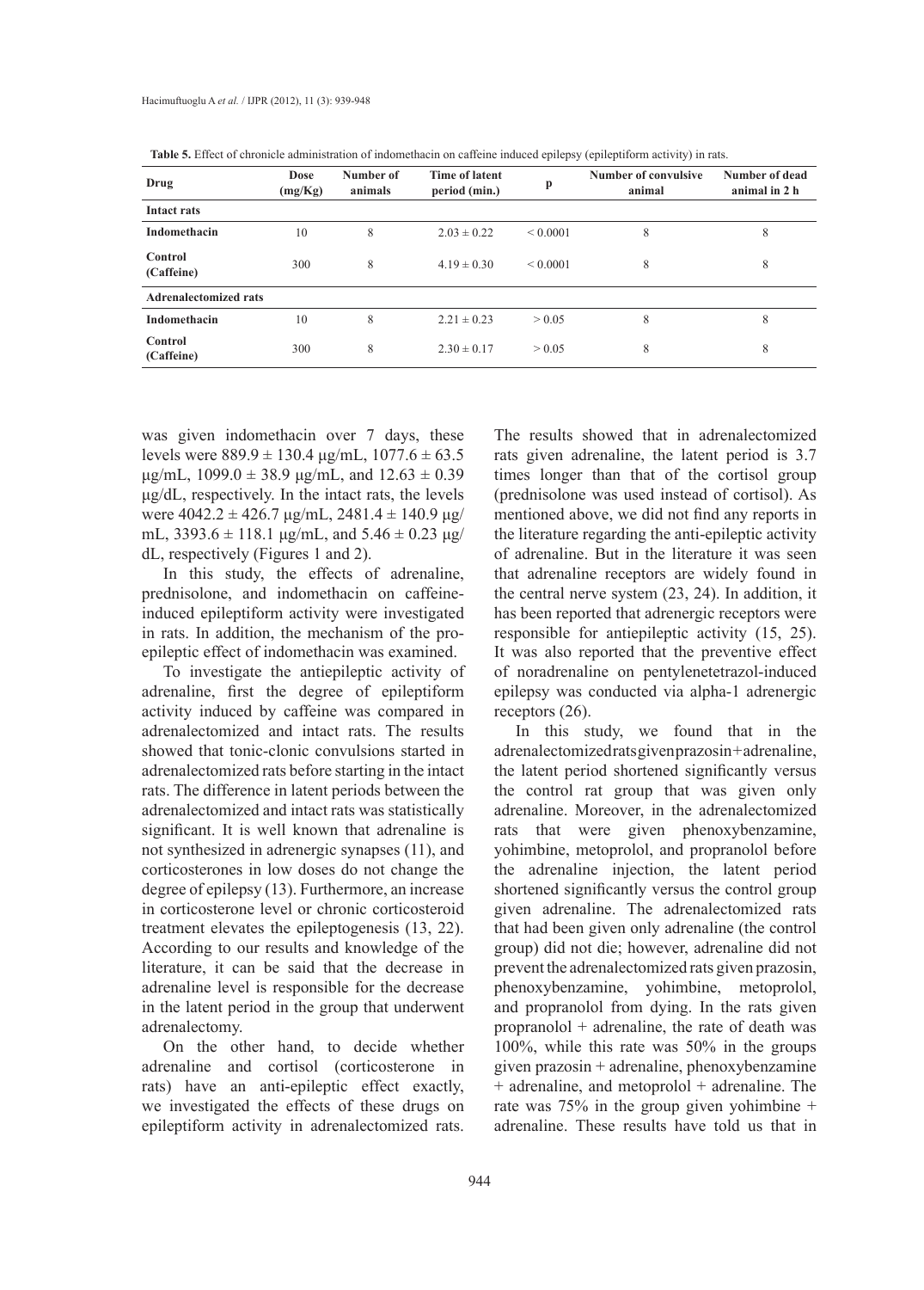**Table 5.** Effect of chronicle administration of indomethacin on caffeine induced epilepsy (epileptiform activity) in rats.

| Drug | Dose (mg/Kg) | Number of animals | Time of latent period (min.) | p | Number of convulsive animal | Number of dead animal in 2 h |
|---|---|---|---|---|---|---|
| **Intact rats** | | | | | | |
| **Indomethacin** | 10 | 8 | 2.03 ± 0.22 | < 0.0001 | 8 | 8 |
| **Control (Caffeine)** | 300 | 8 | 4.19 ± 0.30 | < 0.0001 | 8 | 8 |
| **Adrenalectomized rats** | | | | | | |
| **Indomethacin** | 10 | 8 | 2.21 ± 0.23 | > 0.05 | 8 | 8 |
| **Control (Caffeine)** | 300 | 8 | 2.30 ± 0.17 | > 0.05 | 8 | 8 |

was given indomethacin over 7 days, these levels were 889.9 ± 130.4 µg/mL, 1077.6 ± 63.5 µg/mL, 1099.0 ± 38.9 µg/mL, and 12.63 ± 0.39 µg/dL, respectively. In the intact rats, the levels were 4042.2 ± 426.7 µg/mL, 2481.4 ± 140.9 µg/mL, 3393.6 ± 118.1 µg/mL, and 5.46 ± 0.23 µg/dL, respectively (Figures 1 and 2).

In this study, the effects of adrenaline, prednisolone, and indomethacin on caffeine-induced epileptiform activity were investigated in rats. In addition, the mechanism of the pro-epileptic effect of indomethacin was examined.

To investigate the antiepileptic activity of adrenaline, first the degree of epileptiform activity induced by caffeine was compared in adrenalectomized and intact rats. The results showed that tonic-clonic convulsions started in adrenalectomized rats before starting in the intact rats. The difference in latent periods between the adrenalectomized and intact rats was statistically significant. It is well known that adrenaline is not synthesized in adrenergic synapses (11), and corticosterones in low doses do not change the degree of epilepsy (13). Furthermore, an increase in corticosterone level or chronic corticosteroid treatment elevates the epileptogenesis (13, 22). According to our results and knowledge of the literature, it can be said that the decrease in adrenaline level is responsible for the decrease in the latent period in the group that underwent adrenalectomy.

On the other hand, to decide whether adrenaline and cortisol (corticosterone in rats) have an anti-epileptic effect exactly, we investigated the effects of these drugs on epileptiform activity in adrenalectomized rats. The results showed that in adrenalectomized rats given adrenaline, the latent period is 3.7 times longer than that of the cortisol group (prednisolone was used instead of cortisol). As mentioned above, we did not find any reports in the literature regarding the anti-epileptic activity of adrenaline. But in the literature it was seen that adrenaline receptors are widely found in the central nerve system (23, 24). In addition, it has been reported that adrenergic receptors were responsible for antiepileptic activity (15, 25). It was also reported that the preventive effect of noradrenaline on pentylenetetrazol-induced epilepsy was conducted via alpha-1 adrenergic receptors (26).

In this study, we found that in the adrenalectomized rats given prazosin+adrenaline, the latent period shortened significantly versus the control rat group that was given only adrenaline. Moreover, in the adrenalectomized rats that were given phenoxybenzamine, yohimbine, metoprolol, and propranolol before the adrenaline injection, the latent period shortened significantly versus the control group given adrenaline. The adrenalectomized rats that had been given only adrenaline (the control group) did not die; however, adrenaline did not prevent the adrenalectomized rats given prazosin, phenoxybenzamine, yohimbine, metoprolol, and propranolol from dying. In the rats given propranolol + adrenaline, the rate of death was 100%, while this rate was 50% in the groups given prazosin + adrenaline, phenoxybenzamine + adrenaline, and metoprolol + adrenaline. The rate was 75% in the group given yohimbine + adrenaline. These results have told us that in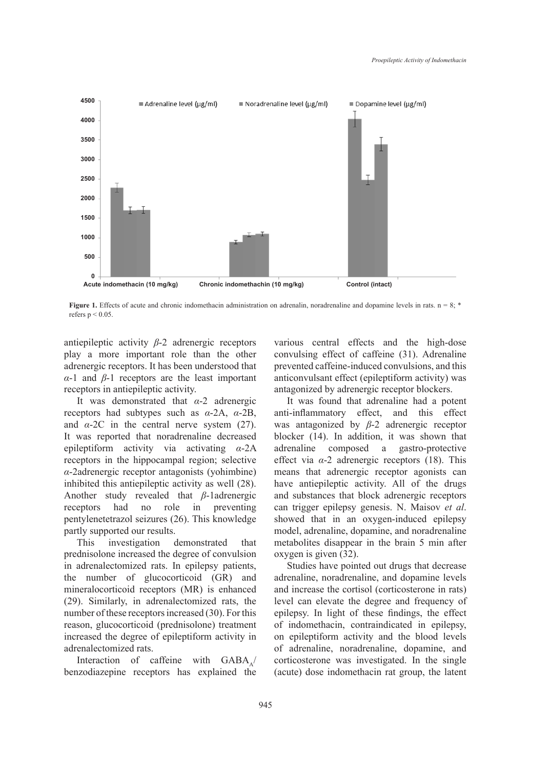**Figure 1.** Effects of acute and chronic indomethacin administration on adrenalin, noradrenaline and dopamine levels in rats. n = 8; * refers $p < 0.05$.

antiepileptic activity $\beta$-2 adrenergic receptors play a more important role than the other adrenergic receptors. It has been understood that $\alpha$-1 and $\beta$-1 receptors are the least important receptors in antiepileptic activity.

It was demonstrated that $\alpha$-2 adrenergic receptors had subtypes such as $\alpha$-2A, $\alpha$-2B, and $\alpha$-2C in the central nerve system (27). It was reported that noradrenaline decreased epileptiform activity via activating $\alpha$-2A receptors in the hippocampal region; selective $\alpha$-2adrenergic receptor antagonists (yohimbine) inhibited this antiepileptic activity as well (28). Another study revealed that $\beta$-1adrenergic receptors had no role in preventing pentylenetetrazol seizures (26). This knowledge partly supported our results.

This investigation demonstrated that prednisolone increased the degree of convulsion in adrenalectomized rats. In epilepsy patients, the number of glucocorticoid (GR) and mineralocorticoid receptors (MR) is enhanced (29). Similarly, in adrenalectomized rats, the number of these receptors increased (30). For this reason, glucocorticoid (prednisolone) treatment increased the degree of epileptiform activity in adrenalectomized rats.

Interaction of caffeine with $GABA_A$/benzodiazepine receptors has explained the various central effects and the high-dose convulsing effect of caffeine (31). Adrenaline prevented caffeine-induced convulsions, and this anticonvulsant effect (epileptiform activity) was antagonized by adrenergic receptor blockers.

It was found that adrenaline had a potent anti-inflammatory effect, and this effect was antagonized by $\beta$-2 adrenergic receptor blocker (14). In addition, it was shown that adrenaline composed a gastro-protective effect via $\alpha$-2 adrenergic receptors (18). This means that adrenergic receptor agonists can have antiepileptic activity. All of the drugs and substances that block adrenergic receptors can trigger epilepsy genesis. N. Maisov *et al*. showed that in an oxygen-induced epilepsy model, adrenaline, dopamine, and noradrenaline metabolites disappear in the brain 5 min after oxygen is given (32).

Studies have pointed out drugs that decrease adrenaline, noradrenaline, and dopamine levels and increase the cortisol (corticosterone in rats) level can elevate the degree and frequency of epilepsy. In light of these findings, the effect of indomethacin, contraindicated in epilepsy, on epileptiform activity and the blood levels of adrenaline, noradrenaline, dopamine, and corticosterone was investigated. In the single (acute) dose indomethacin rat group, the latent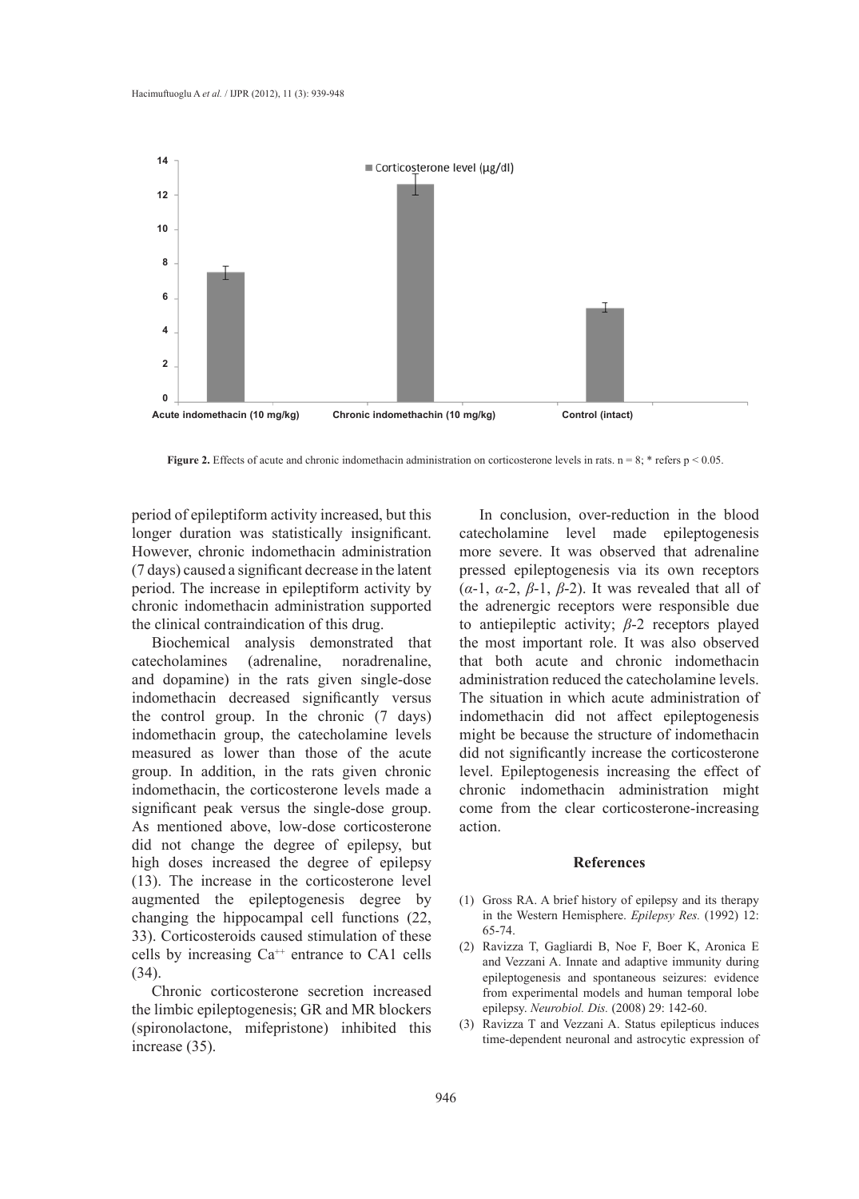**Figure 2.** Effects of acute and chronic indomethacin administration on corticosterone levels in rats. n = 8; * refers $p < 0.05$.

period of epileptiform activity increased, but this longer duration was statistically insignificant. However, chronic indomethacin administration (7 days) caused a significant decrease in the latent period. The increase in epileptiform activity by chronic indomethacin administration supported the clinical contraindication of this drug.

Biochemical analysis demonstrated that catecholamines (adrenaline, noradrenaline, and dopamine) in the rats given single-dose indomethacin decreased significantly versus the control group. In the chronic (7 days) indomethacin group, the catecholamine levels measured as lower than those of the acute group. In addition, in the rats given chronic indomethacin, the corticosterone levels made a significant peak versus the single-dose group. As mentioned above, low-dose corticosterone did not change the degree of epilepsy, but high doses increased the degree of epilepsy (13). The increase in the corticosterone level augmented the epileptogenesis degree by changing the hippocampal cell functions (22, 33). Corticosteroids caused stimulation of these cells by increasing $Ca^{++}$ entrance to CA1 cells (34).

Chronic corticosterone secretion increased the limbic epileptogenesis; GR and MR blockers (spironolactone, mifepristone) inhibited this increase (35).

In conclusion, over-reduction in the blood catecholamine level made epileptogenesis more severe. It was observed that adrenaline pressed epileptogenesis via its own receptors ($\alpha$-1, $\alpha$-2, $\beta$-1, $\beta$-2). It was revealed that all of the adrenergic receptors were responsible due to antiepileptic activity; $\beta$-2 receptors played the most important role. It was also observed that both acute and chronic indomethacin administration reduced the catecholamine levels. The situation in which acute administration of indomethacin did not affect epileptogenesis might be because the structure of indomethacin did not significantly increase the corticosterone level. Epileptogenesis increasing the effect of chronic indomethacin administration might come from the clear corticosterone-increasing action.

## References

(1) Gross RA. A brief history of epilepsy and its therapy in the Western Hemisphere. *Epilepsy Res.* (1992) 12: 65-74.

(2) Ravizza T, Gagliardi B, Noe F, Boer K, Aronica E and Vezzani A. Innate and adaptive immunity during epileptogenesis and spontaneous seizures: evidence from experimental models and human temporal lobe epilepsy. *Neurobiol. Dis.* (2008) 29: 142-60.

(3) Ravizza T and Vezzani A. Status epilepticus induces time-dependent neuronal and astrocytic expression of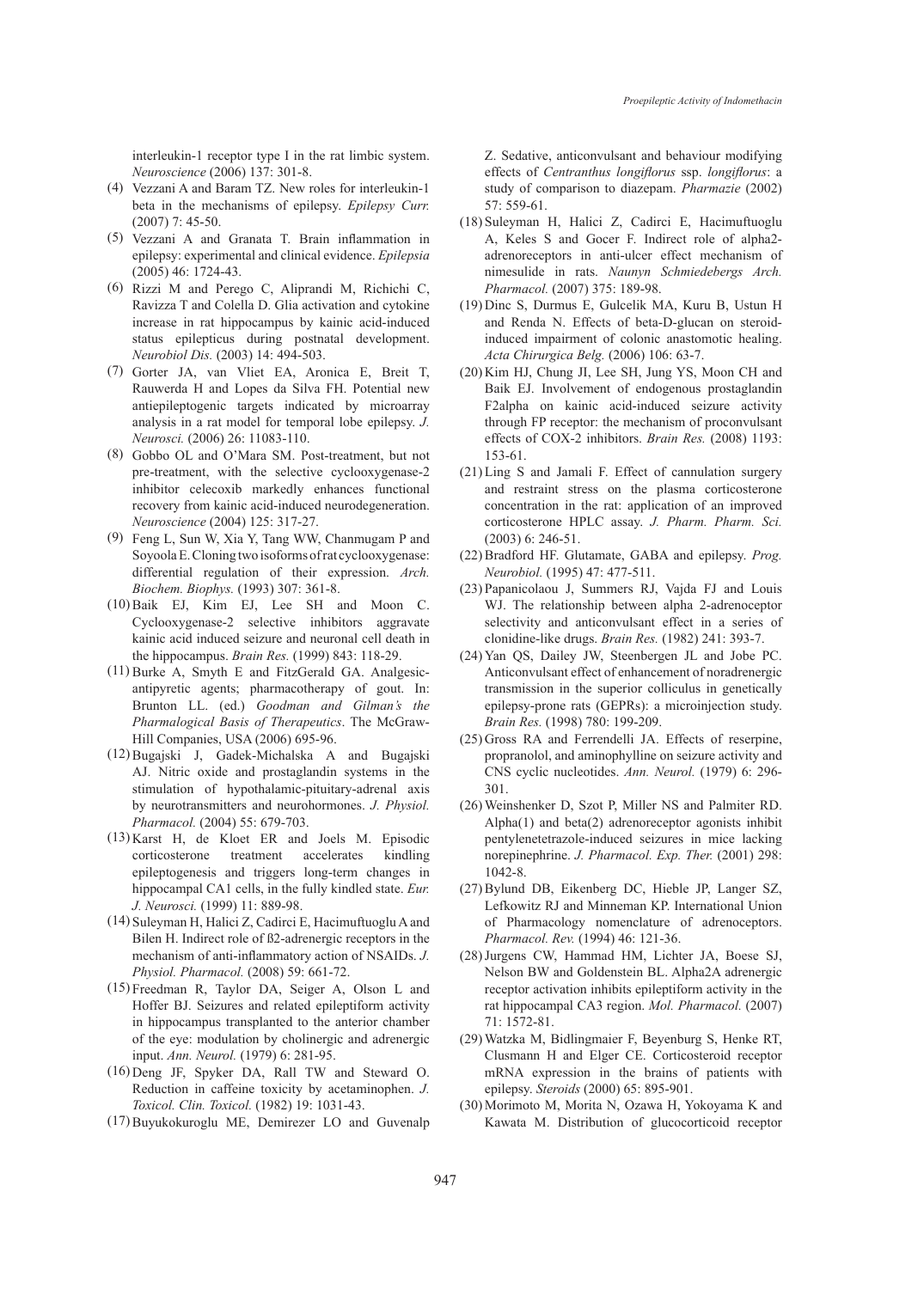interleukin-1 receptor type I in the rat limbic system. *Neuroscience* (2006) 137: 301-8.

(4) Vezzani A and Baram TZ. New roles for interleukin-1 beta in the mechanisms of epilepsy. *Epilepsy Curr.* (2007) 7: 45-50.

(5) Vezzani A and Granata T. Brain inflammation in epilepsy: experimental and clinical evidence. *Epilepsia* (2005) 46: 1724-43.

(6) Rizzi M and Perego C, Aliprandi M, Richichi C, Ravizza T and Colella D. Glia activation and cytokine increase in rat hippocampus by kainic acid-induced status epilepticus during postnatal development. *Neurobiol Dis.* (2003) 14: 494-503.

(7) Gorter JA, van Vliet EA, Aronica E, Breit T, Rauwerda H and Lopes da Silva FH. Potential new antiepileptogenic targets indicated by microarray analysis in a rat model for temporal lobe epilepsy. *J. Neurosci.* (2006) 26: 11083-110.

(8) Gobbo OL and O'Mara SM. Post-treatment, but not pre-treatment, with the selective cyclooxygenase-2 inhibitor celecoxib markedly enhances functional recovery from kainic acid-induced neurodegeneration. *Neuroscience* (2004) 125: 317-27.

(9) Feng L, Sun W, Xia Y, Tang WW, Chanmugam P and Soyoola E. Cloning two isoforms of rat cyclooxygenase: differential regulation of their expression. *Arch. Biochem. Biophys.* (1993) 307: 361-8.

(10) Baik EJ, Kim EJ, Lee SH and Moon C. Cyclooxygenase-2 selective inhibitors aggravate kainic acid induced seizure and neuronal cell death in the hippocampus. *Brain Res.* (1999) 843: 118-29.

(11) Burke A, Smyth E and FitzGerald GA. Analgesic-antipyretic agents; pharmacotherapy of gout. In: Brunton LL. (ed.) *Goodman and Gilman's the Pharmalogical Basis of Therapeutics*. The McGraw-Hill Companies, USA (2006) 695-96.

(12) Bugajski J, Gadek-Michalska A and Bugajski AJ. Nitric oxide and prostaglandin systems in the stimulation of hypothalamic-pituitary-adrenal axis by neurotransmitters and neurohormones. *J. Physiol. Pharmacol.* (2004) 55: 679-703.

(13) Karst H, de Kloet ER and Joels M. Episodic corticosterone treatment accelerates kindling epileptogenesis and triggers long-term changes in hippocampal CA1 cells, in the fully kindled state. *Eur. J. Neurosci.* (1999) 11: 889-98.

(14) Suleyman H, Halici Z, Cadirci E, Hacimuftuoglu A and Bilen H. Indirect role of ß2-adrenergic receptors in the mechanism of anti-inflammatory action of NSAIDs. *J. Physiol. Pharmacol.* (2008) 59: 661-72.

(15) Freedman R, Taylor DA, Seiger A, Olson L and Hoffer BJ. Seizures and related epileptiform activity in hippocampus transplanted to the anterior chamber of the eye: modulation by cholinergic and adrenergic input. *Ann. Neurol.* (1979) 6: 281-95.

(16) Deng JF, Spyker DA, Rall TW and Steward O. Reduction in caffeine toxicity by acetaminophen. *J. Toxicol. Clin. Toxicol.* (1982) 19: 1031-43.

(17) Buyukokuroglu ME, Demirezer LO and Guvenalp Z. Sedative, anticonvulsant and behaviour modifying effects of *Centranthus longiflorus* ssp. *longiflorus*: a study of comparison to diazepam. *Pharmazie* (2002) 57: 559-61.

(18) Suleyman H, Halici Z, Cadirci E, Hacimuftuoglu A, Keles S and Gocer F. Indirect role of alpha2-adrenoreceptors in anti-ulcer effect mechanism of nimesulide in rats. *Naunyn Schmiedebergs Arch. Pharmacol.* (2007) 375: 189-98.

(19) Dinc S, Durmus E, Gulcelik MA, Kuru B, Ustun H and Renda N. Effects of beta-D-glucan on steroid-induced impairment of colonic anastomotic healing. *Acta Chirurgica Belg.* (2006) 106: 63-7.

(20) Kim HJ, Chung JI, Lee SH, Jung YS, Moon CH and Baik EJ. Involvement of endogenous prostaglandin F2alpha on kainic acid-induced seizure activity through FP receptor: the mechanism of proconvulsant effects of COX-2 inhibitors. *Brain Res.* (2008) 1193: 153-61.

(21) Ling S and Jamali F. Effect of cannulation surgery and restraint stress on the plasma corticosterone concentration in the rat: application of an improved corticosterone HPLC assay. *J. Pharm. Pharm. Sci.* (2003) 6: 246-51.

(22) Bradford HF. Glutamate, GABA and epilepsy. *Prog. Neurobiol.* (1995) 47: 477-511.

(23) Papanicolaou J, Summers RJ, Vajda FJ and Louis WJ. The relationship between alpha 2-adrenoceptor selectivity and anticonvulsant effect in a series of clonidine-like drugs. *Brain Res.* (1982) 241: 393-7.

(24) Yan QS, Dailey JW, Steenbergen JL and Jobe PC. Anticonvulsant effect of enhancement of noradrenergic transmission in the superior colliculus in genetically epilepsy-prone rats (GEPRs): a microinjection study. *Brain Res.* (1998) 780: 199-209.

(25) Gross RA and Ferrendelli JA. Effects of reserpine, propranolol, and aminophylline on seizure activity and CNS cyclic nucleotides. *Ann. Neurol.* (1979) 6: 296-301.

(26) Weinshenker D, Szot P, Miller NS and Palmiter RD. Alpha(1) and beta(2) adrenoreceptor agonists inhibit pentylenetetrazole-induced seizures in mice lacking norepinephrine. *J. Pharmacol. Exp. Ther.* (2001) 298: 1042-8.

(27) Bylund DB, Eikenberg DC, Hieble JP, Langer SZ, Lefkowitz RJ and Minneman KP. International Union of Pharmacology nomenclature of adrenoceptors. *Pharmacol. Rev.* (1994) 46: 121-36.

(28) Jurgens CW, Hammad HM, Lichter JA, Boese SJ, Nelson BW and Goldenstein BL. Alpha2A adrenergic receptor activation inhibits epileptiform activity in the rat hippocampal CA3 region. *Mol. Pharmacol.* (2007) 71: 1572-81.

(29) Watzka M, Bidlingmaier F, Beyenburg S, Henke RT, Clusmann H and Elger CE. Corticosteroid receptor mRNA expression in the brains of patients with epilepsy. *Steroids* (2000) 65: 895-901.

(30) Morimoto M, Morita N, Ozawa H, Yokoyama K and Kawata M. Distribution of glucocorticoid receptor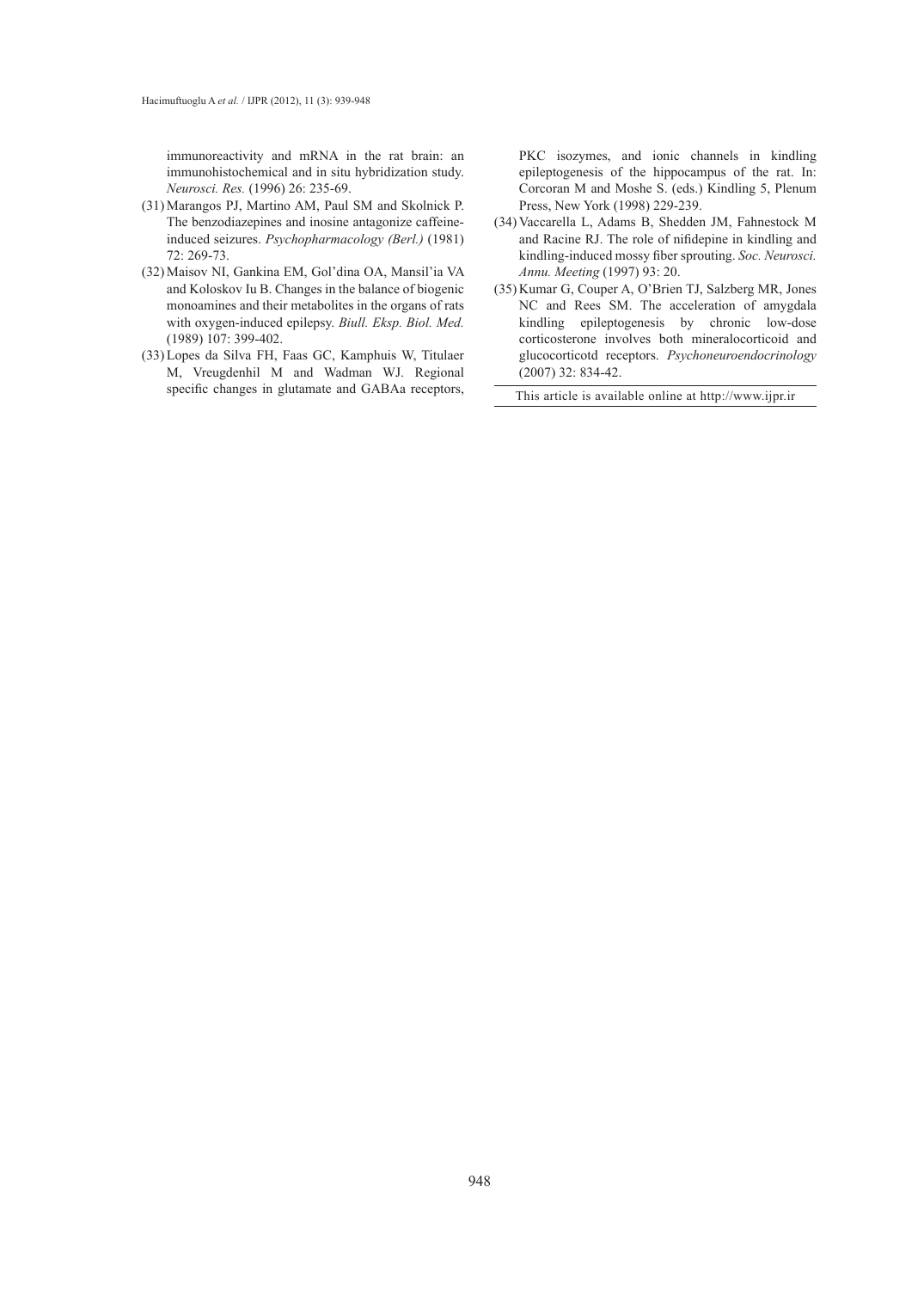immunoreactivity and mRNA in the rat brain: an immunohistochemical and in situ hybridization study. *Neurosci. Res.* (1996) 26: 235-69.

(31) Marangos PJ, Martino AM, Paul SM and Skolnick P. The benzodiazepines and inosine antagonize caffeine-induced seizures. *Psychopharmacology (Berl.)* (1981) 72: 269-73.

(32) Maisov NI, Gankina EM, Gol'dina OA, Mansil'ia VA and Koloskov Iu B. Changes in the balance of biogenic monoamines and their metabolites in the organs of rats with oxygen-induced epilepsy. *Biull. Eksp. Biol. Med.* (1989) 107: 399-402.

(33) Lopes da Silva FH, Faas GC, Kamphuis W, Titulaer M, Vreugdenhil M and Wadman WJ. Regional specific changes in glutamate and GABAa receptors, PKC isozymes, and ionic channels in kindling epileptogenesis of the hippocampus of the rat. In: Corcoran M and Moshe S. (eds.) Kindling 5, Plenum Press, New York (1998) 229-239.

(34) Vaccarella L, Adams B, Shedden JM, Fahnestock M and Racine RJ. The role of nifidepine in kindling and kindling-induced mossy fiber sprouting. *Soc. Neurosci. Annu. Meeting* (1997) 93: 20.

(35) Kumar G, Couper A, O'Brien TJ, Salzberg MR, Jones NC and Rees SM. The acceleration of amygdala kindling epileptogenesis by chronic low-dose corticosterone involves both mineralocorticoid and glucocorticotd receptors. *Psychoneuroendocrinology* (2007) 32: 834-42.

This article is available online at http://www.ijpr.ir